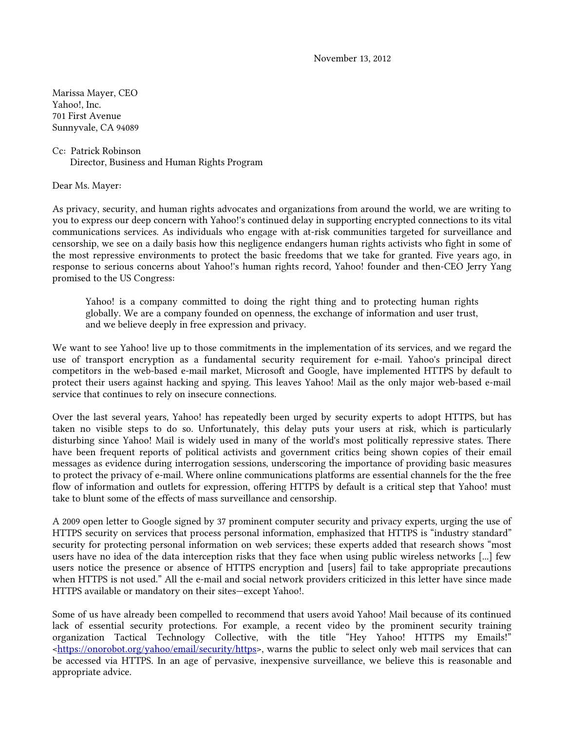November 13, 2012

Marissa Mayer, CEO
Yahoo!, Inc.
701 First Avenue
Sunnyvale, CA 94089

Cc: Patrick Robinson
Director, Business and Human Rights Program

Dear Ms. Mayer:

As privacy, security, and human rights advocates and organizations from around the world, we are writing to you to express our deep concern with Yahoo!'s continued delay in supporting encrypted connections to its vital communications services. As individuals who engage with at-risk communities targeted for surveillance and censorship, we see on a daily basis how this negligence endangers human rights activists who fight in some of the most repressive environments to protect the basic freedoms that we take for granted. Five years ago, in response to serious concerns about Yahoo!'s human rights record, Yahoo! founder and then-CEO Jerry Yang promised to the US Congress:

> Yahoo! is a company committed to doing the right thing and to protecting human rights globally. We are a company founded on openness, the exchange of information and user trust, and we believe deeply in free expression and privacy.

We want to see Yahoo! live up to those commitments in the implementation of its services, and we regard the use of transport encryption as a fundamental security requirement for e-mail. Yahoo's principal direct competitors in the web-based e-mail market, Microsoft and Google, have implemented HTTPS by default to protect their users against hacking and spying. This leaves Yahoo! Mail as the only major web-based e-mail service that continues to rely on insecure connections.

Over the last several years, Yahoo! has repeatedly been urged by security experts to adopt HTTPS, but has taken no visible steps to do so. Unfortunately, this delay puts your users at risk, which is particularly disturbing since Yahoo! Mail is widely used in many of the world's most politically repressive states. There have been frequent reports of political activists and government critics being shown copies of their email messages as evidence during interrogation sessions, underscoring the importance of providing basic measures to protect the privacy of e-mail. Where online communications platforms are essential channels for the the free flow of information and outlets for expression, offering HTTPS by default is a critical step that Yahoo! must take to blunt some of the effects of mass surveillance and censorship.

A 2009 open letter to Google signed by 37 prominent computer security and privacy experts, urging the use of HTTPS security on services that process personal information, emphasized that HTTPS is "industry standard" security for protecting personal information on web services; these experts added that research shows "most users have no idea of the data interception risks that they face when using public wireless networks [...] few users notice the presence or absence of HTTPS encryption and [users] fail to take appropriate precautions when HTTPS is not used." All the e-mail and social network providers criticized in this letter have since made HTTPS available or mandatory on their sites—except Yahoo!.

Some of us have already been compelled to recommend that users avoid Yahoo! Mail because of its continued lack of essential security protections. For example, a recent video by the prominent security training organization Tactical Technology Collective, with the title "Hey Yahoo! HTTPS my Emails!" <https://onorobot.org/yahoo/email/security/https>, warns the public to select only web mail services that can be accessed via HTTPS. In an age of pervasive, inexpensive surveillance, we believe this is reasonable and appropriate advice.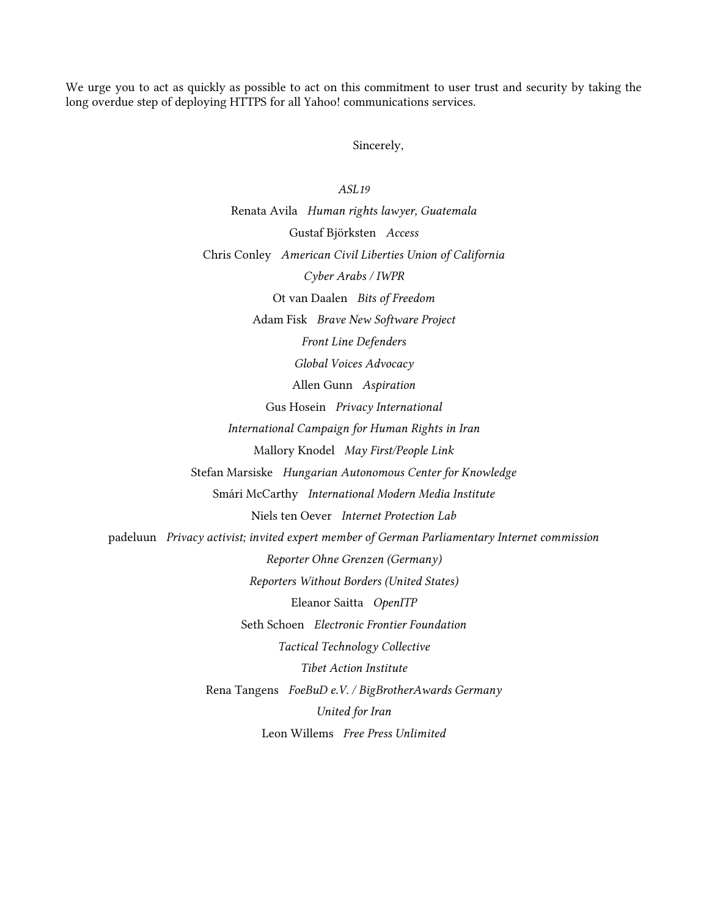We urge you to act as quickly as possible to act on this commitment to user trust and security by taking the long overdue step of deploying HTTPS for all Yahoo! communications services.

Sincerely,

*ASL19*

Renata Avila *Human rights lawyer, Guatemala*

Gustaf Björksten *Access*

Chris Conley *American Civil Liberties Union of California*

*Cyber Arabs / IWPR*

Ot van Daalen *Bits of Freedom*

Adam Fisk *Brave New Software Project*

*Front Line Defenders*

*Global Voices Advocacy*

Allen Gunn *Aspiration*

Gus Hosein *Privacy International*

*International Campaign for Human Rights in Iran*

Mallory Knodel *May First/People Link*

Stefan Marsiske *Hungarian Autonomous Center for Knowledge*

Smári McCarthy *International Modern Media Institute*

Niels ten Oever *Internet Protection Lab*

padeluun *Privacy activist; invited expert member of German Parliamentary Internet commission*

*Reporter Ohne Grenzen (Germany)*

*Reporters Without Borders (United States)*

Eleanor Saitta *OpenITP*

Seth Schoen *Electronic Frontier Foundation*

*Tactical Technology Collective*

*Tibet Action Institute*

Rena Tangens *FoeBuD e.V. / BigBrotherAwards Germany*

*United for Iran*

Leon Willems *Free Press Unlimited*